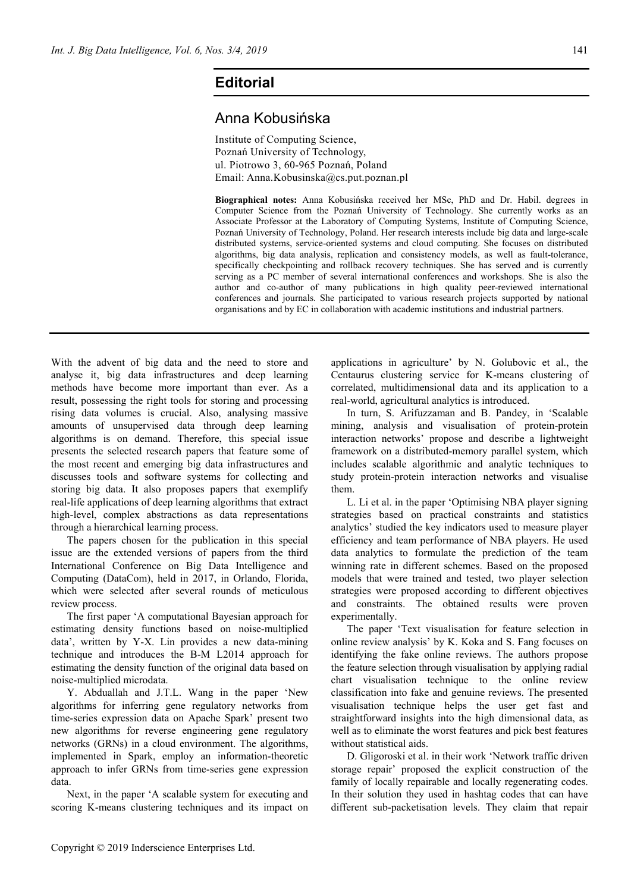# Editorial

## Anna Kobusińska

Institute of Computing Science,
Poznań University of Technology,
ul. Piotrowo 3, 60-965 Poznań, Poland
Email: Anna.Kobusinska@cs.put.poznan.pl

**Biographical notes:** Anna Kobusińska received her MSc, PhD and Dr. Habil. degrees in Computer Science from the Poznań University of Technology. She currently works as an Associate Professor at the Laboratory of Computing Systems, Institute of Computing Science, Poznań University of Technology, Poland. Her research interests include big data and large-scale distributed systems, service-oriented systems and cloud computing. She focuses on distributed algorithms, big data analysis, replication and consistency models, as well as fault-tolerance, specifically checkpointing and rollback recovery techniques. She has served and is currently serving as a PC member of several international conferences and workshops. She is also the author and co-author of many publications in high quality peer-reviewed international conferences and journals. She participated to various research projects supported by national organisations and by EC in collaboration with academic institutions and industrial partners.

---

With the advent of big data and the need to store and analyse it, big data infrastructures and deep learning methods have become more important than ever. As a result, possessing the right tools for storing and processing rising data volumes is crucial. Also, analysing massive amounts of unsupervised data through deep learning algorithms is on demand. Therefore, this special issue presents the selected research papers that feature some of the most recent and emerging big data infrastructures and discusses tools and software systems for collecting and storing big data. It also proposes papers that exemplify real-life applications of deep learning algorithms that extract high-level, complex abstractions as data representations through a hierarchical learning process.

The papers chosen for the publication in this special issue are the extended versions of papers from the third International Conference on Big Data Intelligence and Computing (DataCom), held in 2017, in Orlando, Florida, which were selected after several rounds of meticulous review process.

The first paper 'A computational Bayesian approach for estimating density functions based on noise-multiplied data', written by Y-X. Lin provides a new data-mining technique and introduces the B-M L2014 approach for estimating the density function of the original data based on noise-multiplied microdata.

Y. Abduallah and J.T.L. Wang in the paper 'New algorithms for inferring gene regulatory networks from time-series expression data on Apache Spark' present two new algorithms for reverse engineering gene regulatory networks (GRNs) in a cloud environment. The algorithms, implemented in Spark, employ an information-theoretic approach to infer GRNs from time-series gene expression data.

Next, in the paper 'A scalable system for executing and scoring K-means clustering techniques and its impact on applications in agriculture' by N. Golubovic et al., the Centaurus clustering service for K-means clustering of correlated, multidimensional data and its application to a real-world, agricultural analytics is introduced.

In turn, S. Arifuzzaman and B. Pandey, in 'Scalable mining, analysis and visualisation of protein-protein interaction networks' propose and describe a lightweight framework on a distributed-memory parallel system, which includes scalable algorithmic and analytic techniques to study protein-protein interaction networks and visualise them.

L. Li et al. in the paper 'Optimising NBA player signing strategies based on practical constraints and statistics analytics' studied the key indicators used to measure player efficiency and team performance of NBA players. He used data analytics to formulate the prediction of the team winning rate in different schemes. Based on the proposed models that were trained and tested, two player selection strategies were proposed according to different objectives and constraints. The obtained results were proven experimentally.

The paper 'Text visualisation for feature selection in online review analysis' by K. Koka and S. Fang focuses on identifying the fake online reviews. The authors propose the feature selection through visualisation by applying radial chart visualisation technique to the online review classification into fake and genuine reviews. The presented visualisation technique helps the user get fast and straightforward insights into the high dimensional data, as well as to eliminate the worst features and pick best features without statistical aids.

D. Gligoroski et al. in their work 'Network traffic driven storage repair' proposed the explicit construction of the family of locally repairable and locally regenerating codes. In their solution they used in hashtag codes that can have different sub-packetisation levels. They claim that repair

Copyright © 2019 Inderscience Enterprises Ltd.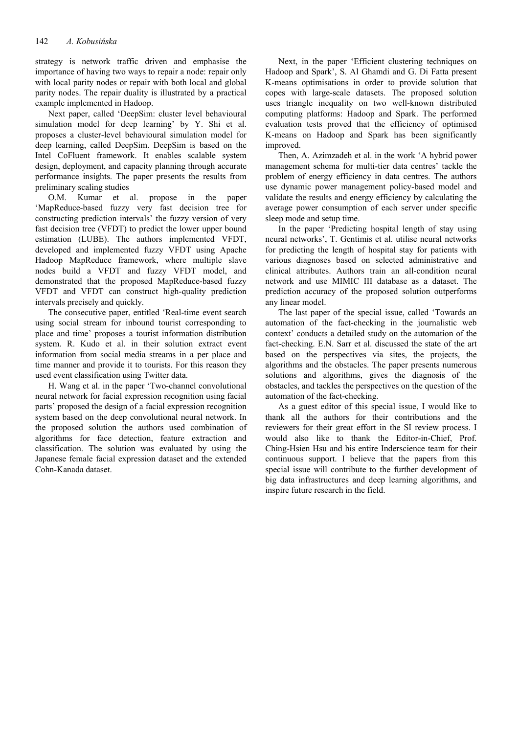strategy is network traffic driven and emphasise the importance of having two ways to repair a node: repair only with local parity nodes or repair with both local and global parity nodes. The repair duality is illustrated by a practical example implemented in Hadoop.

Next paper, called 'DeepSim: cluster level behavioural simulation model for deep learning' by Y. Shi et al. proposes a cluster-level behavioural simulation model for deep learning, called DeepSim. DeepSim is based on the Intel CoFluent framework. It enables scalable system design, deployment, and capacity planning through accurate performance insights. The paper presents the results from preliminary scaling studies

O.M. Kumar et al. propose in the paper 'MapReduce-based fuzzy very fast decision tree for constructing prediction intervals' the fuzzy version of very fast decision tree (VFDT) to predict the lower upper bound estimation (LUBE). The authors implemented VFDT, developed and implemented fuzzy VFDT using Apache Hadoop MapReduce framework, where multiple slave nodes build a VFDT and fuzzy VFDT model, and demonstrated that the proposed MapReduce-based fuzzy VFDT and VFDT can construct high-quality prediction intervals precisely and quickly.

The consecutive paper, entitled 'Real-time event search using social stream for inbound tourist corresponding to place and time' proposes a tourist information distribution system. R. Kudo et al. in their solution extract event information from social media streams in a per place and time manner and provide it to tourists. For this reason they used event classification using Twitter data.

H. Wang et al. in the paper 'Two-channel convolutional neural network for facial expression recognition using facial parts' proposed the design of a facial expression recognition system based on the deep convolutional neural network. In the proposed solution the authors used combination of algorithms for face detection, feature extraction and classification. The solution was evaluated by using the Japanese female facial expression dataset and the extended Cohn-Kanada dataset.

Next, in the paper 'Efficient clustering techniques on Hadoop and Spark', S. Al Ghamdi and G. Di Fatta present K-means optimisations in order to provide solution that copes with large-scale datasets. The proposed solution uses triangle inequality on two well-known distributed computing platforms: Hadoop and Spark. The performed evaluation tests proved that the efficiency of optimised K-means on Hadoop and Spark has been significantly improved.

Then, A. Azimzadeh et al. in the work 'A hybrid power management schema for multi-tier data centres' tackle the problem of energy efficiency in data centres. The authors use dynamic power management policy-based model and validate the results and energy efficiency by calculating the average power consumption of each server under specific sleep mode and setup time.

In the paper 'Predicting hospital length of stay using neural networks', T. Gentimis et al. utilise neural networks for predicting the length of hospital stay for patients with various diagnoses based on selected administrative and clinical attributes. Authors train an all-condition neural network and use MIMIC III database as a dataset. The prediction accuracy of the proposed solution outperforms any linear model.

The last paper of the special issue, called 'Towards an automation of the fact-checking in the journalistic web context' conducts a detailed study on the automation of the fact-checking. E.N. Sarr et al. discussed the state of the art based on the perspectives via sites, the projects, the algorithms and the obstacles. The paper presents numerous solutions and algorithms, gives the diagnosis of the obstacles, and tackles the perspectives on the question of the automation of the fact-checking.

As a guest editor of this special issue, I would like to thank all the authors for their contributions and the reviewers for their great effort in the SI review process. I would also like to thank the Editor-in-Chief, Prof. Ching-Hsien Hsu and his entire Inderscience team for their continuous support. I believe that the papers from this special issue will contribute to the further development of big data infrastructures and deep learning algorithms, and inspire future research in the field.